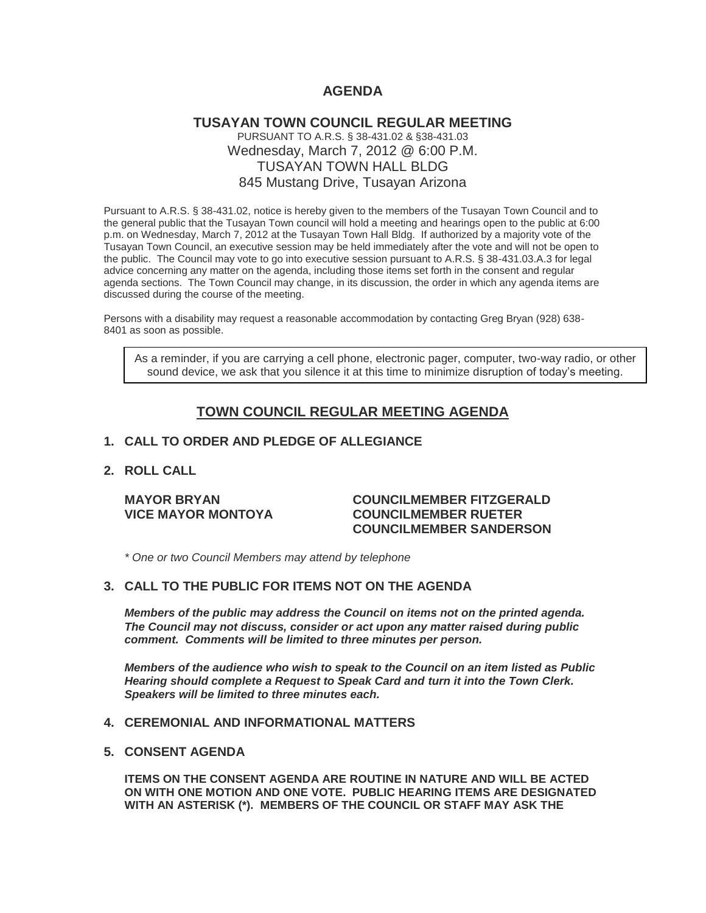# AGENDA

## TUSAYAN TOWN COUNCIL REGULAR MEETING

PURSUANT TO A.R.S. § 38-431.02 & §38-431.03
Wednesday, March 7, 2012 @ 6:00 P.M.
TUSAYAN TOWN HALL BLDG
845 Mustang Drive, Tusayan Arizona

Pursuant to A.R.S. § 38-431.02, notice is hereby given to the members of the Tusayan Town Council and to the general public that the Tusayan Town council will hold a meeting and hearings open to the public at 6:00 p.m. on Wednesday, March 7, 2012 at the Tusayan Town Hall Bldg. If authorized by a majority vote of the Tusayan Town Council, an executive session may be held immediately after the vote and will not be open to the public. The Council may vote to go into executive session pursuant to A.R.S. § 38-431.03.A.3 for legal advice concerning any matter on the agenda, including those items set forth in the consent and regular agenda sections. The Town Council may change, in its discussion, the order in which any agenda items are discussed during the course of the meeting.

Persons with a disability may request a reasonable accommodation by contacting Greg Bryan (928) 638-8401 as soon as possible.

As a reminder, if you are carrying a cell phone, electronic pager, computer, two-way radio, or other sound device, we ask that you silence it at this time to minimize disruption of today's meeting.

## TOWN COUNCIL REGULAR MEETING AGENDA

**1. CALL TO ORDER AND PLEDGE OF ALLEGIANCE**

**2. ROLL CALL**

**MAYOR BRYAN**
**VICE MAYOR MONTOYA**
**COUNCILMEMBER FITZGERALD**
**COUNCILMEMBER RUETER**
**COUNCILMEMBER SANDERSON**

*\* One or two Council Members may attend by telephone*

**3. CALL TO THE PUBLIC FOR ITEMS NOT ON THE AGENDA**

***Members of the public may address the Council on items not on the printed agenda. The Council may not discuss, consider or act upon any matter raised during public comment. Comments will be limited to three minutes per person.***

***Members of the audience who wish to speak to the Council on an item listed as Public Hearing should complete a Request to Speak Card and turn it into the Town Clerk. Speakers will be limited to three minutes each.***

**4. CEREMONIAL AND INFORMATIONAL MATTERS**

**5. CONSENT AGENDA**

**ITEMS ON THE CONSENT AGENDA ARE ROUTINE IN NATURE AND WILL BE ACTED ON WITH ONE MOTION AND ONE VOTE. PUBLIC HEARING ITEMS ARE DESIGNATED WITH AN ASTERISK (*). MEMBERS OF THE COUNCIL OR STAFF MAY ASK THE**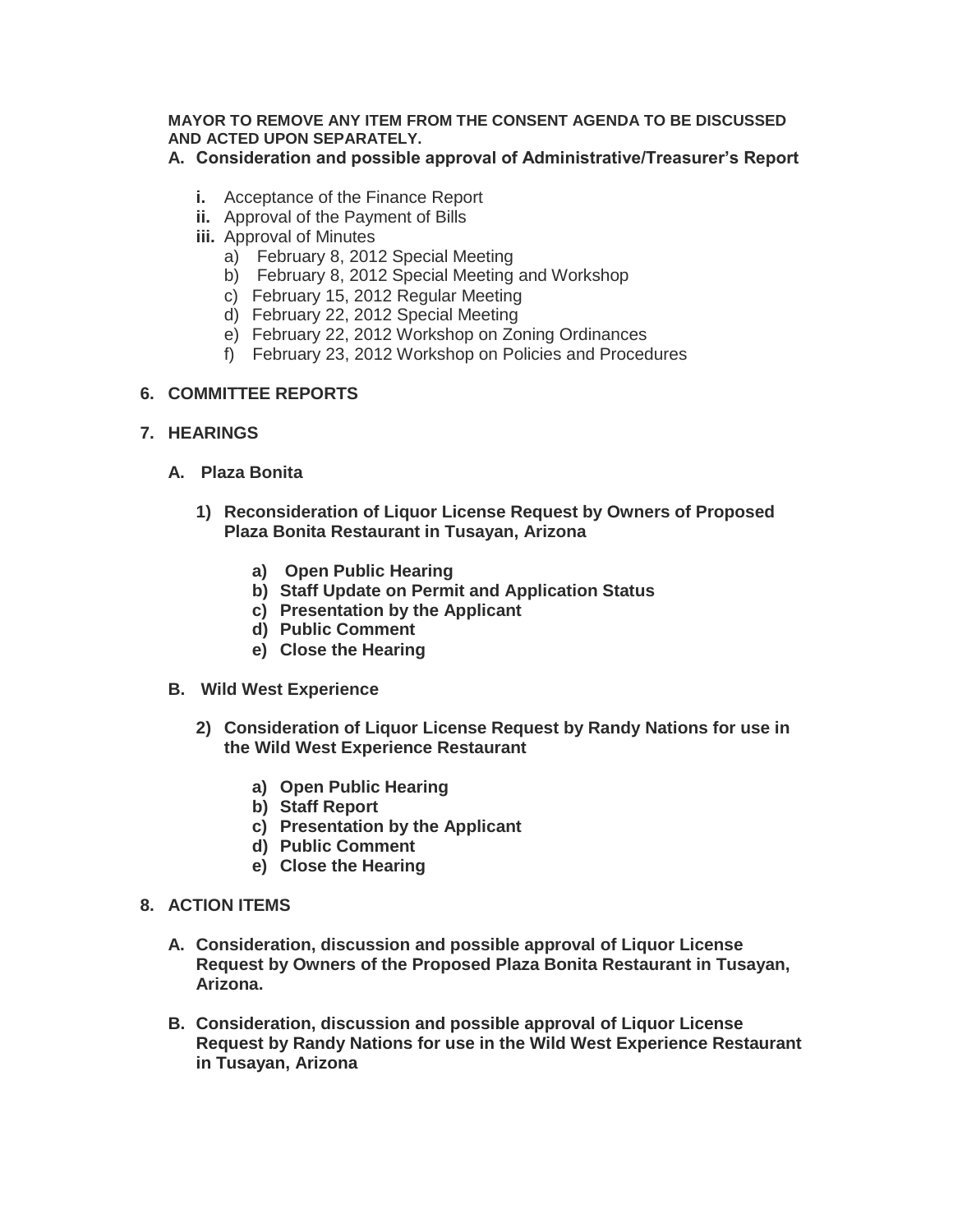**MAYOR TO REMOVE ANY ITEM FROM THE CONSENT AGENDA TO BE DISCUSSED AND ACTED UPON SEPARATELY.**

**A. Consideration and possible approval of Administrative/Treasurer's Report**

- **i.** Acceptance of the Finance Report
- **ii.** Approval of the Payment of Bills
- **iii.** Approval of Minutes
  - a) February 8, 2012 Special Meeting
  - b) February 8, 2012 Special Meeting and Workshop
  - c) February 15, 2012 Regular Meeting
  - d) February 22, 2012 Special Meeting
  - e) February 22, 2012 Workshop on Zoning Ordinances
  - f) February 23, 2012 Workshop on Policies and Procedures

**6. COMMITTEE REPORTS**

**7. HEARINGS**

**A. Plaza Bonita**

**1) Reconsideration of Liquor License Request by Owners of Proposed Plaza Bonita Restaurant in Tusayan, Arizona**

- **a) Open Public Hearing**
- **b) Staff Update on Permit and Application Status**
- **c) Presentation by the Applicant**
- **d) Public Comment**
- **e) Close the Hearing**

**B. Wild West Experience**

**2) Consideration of Liquor License Request by Randy Nations for use in the Wild West Experience Restaurant**

- **a) Open Public Hearing**
- **b) Staff Report**
- **c) Presentation by the Applicant**
- **d) Public Comment**
- **e) Close the Hearing**

**8. ACTION ITEMS**

**A. Consideration, discussion and possible approval of Liquor License Request by Owners of the Proposed Plaza Bonita Restaurant in Tusayan, Arizona.**

**B. Consideration, discussion and possible approval of Liquor License Request by Randy Nations for use in the Wild West Experience Restaurant in Tusayan, Arizona**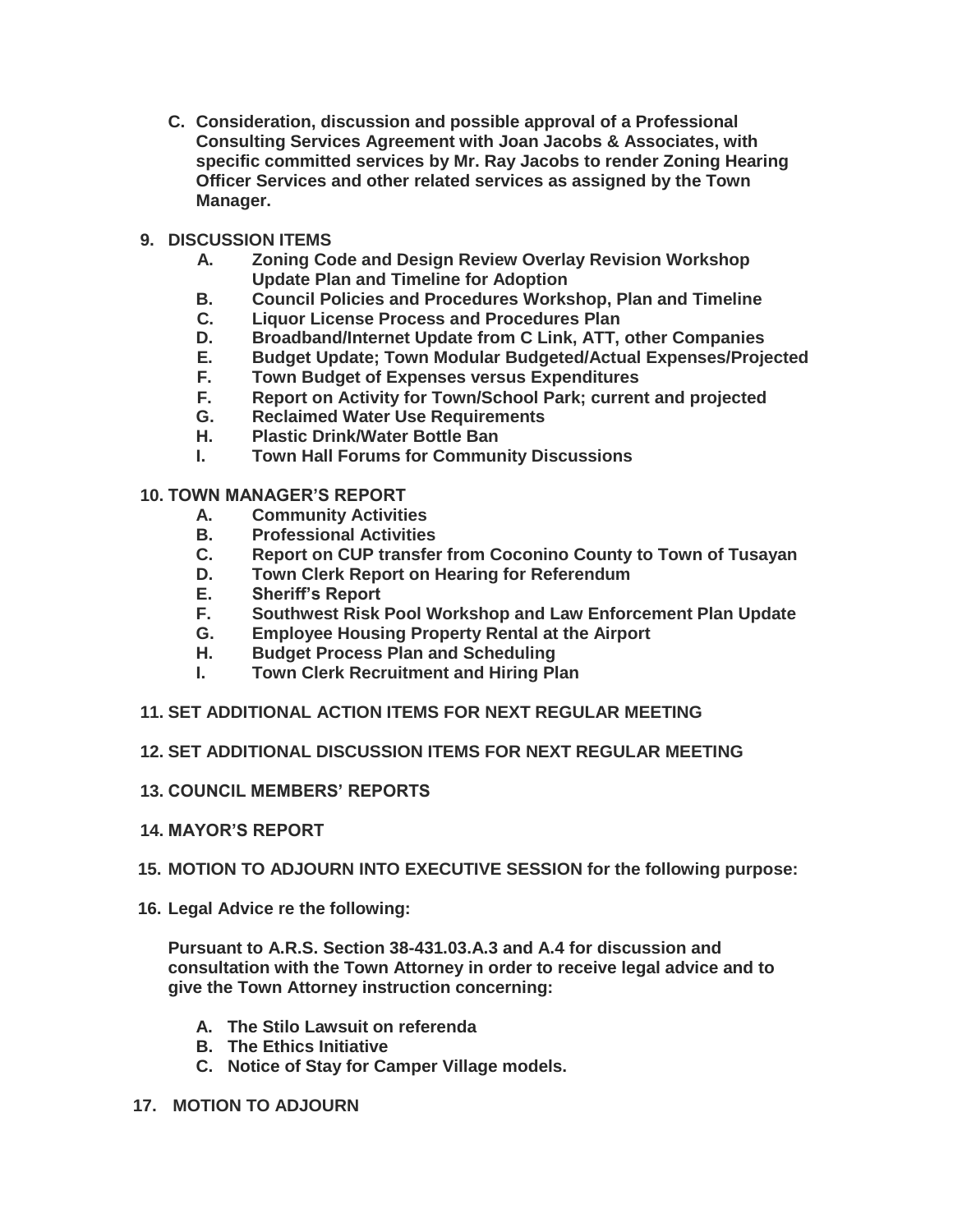**C. Consideration, discussion and possible approval of a Professional Consulting Services Agreement with Joan Jacobs & Associates, with specific committed services by Mr. Ray Jacobs to render Zoning Hearing Officer Services and other related services as assigned by the Town Manager.**

**9. DISCUSSION ITEMS**

**A. Zoning Code and Design Review Overlay Revision Workshop Update Plan and Timeline for Adoption**
**B. Council Policies and Procedures Workshop, Plan and Timeline**
**C. Liquor License Process and Procedures Plan**
**D. Broadband/Internet Update from C Link, ATT, other Companies**
**E. Budget Update; Town Modular Budgeted/Actual Expenses/Projected**
**F. Town Budget of Expenses versus Expenditures**
**F. Report on Activity for Town/School Park; current and projected**
**G. Reclaimed Water Use Requirements**
**H. Plastic Drink/Water Bottle Ban**
**I. Town Hall Forums for Community Discussions**

**10. TOWN MANAGER'S REPORT**

**A. Community Activities**
**B. Professional Activities**
**C. Report on CUP transfer from Coconino County to Town of Tusayan**
**D. Town Clerk Report on Hearing for Referendum**
**E. Sheriff's Report**
**F. Southwest Risk Pool Workshop and Law Enforcement Plan Update**
**G. Employee Housing Property Rental at the Airport**
**H. Budget Process Plan and Scheduling**
**I. Town Clerk Recruitment and Hiring Plan**

**11. SET ADDITIONAL ACTION ITEMS FOR NEXT REGULAR MEETING**

**12. SET ADDITIONAL DISCUSSION ITEMS FOR NEXT REGULAR MEETING**

**13. COUNCIL MEMBERS' REPORTS**

**14. MAYOR'S REPORT**

**15. MOTION TO ADJOURN INTO EXECUTIVE SESSION for the following purpose:**

**16. Legal Advice re the following:**

**Pursuant to A.R.S. Section 38-431.03.A.3 and A.4 for discussion and consultation with the Town Attorney in order to receive legal advice and to give the Town Attorney instruction concerning:**

**A. The Stilo Lawsuit on referenda**
**B. The Ethics Initiative**
**C. Notice of Stay for Camper Village models.**

**17. MOTION TO ADJOURN**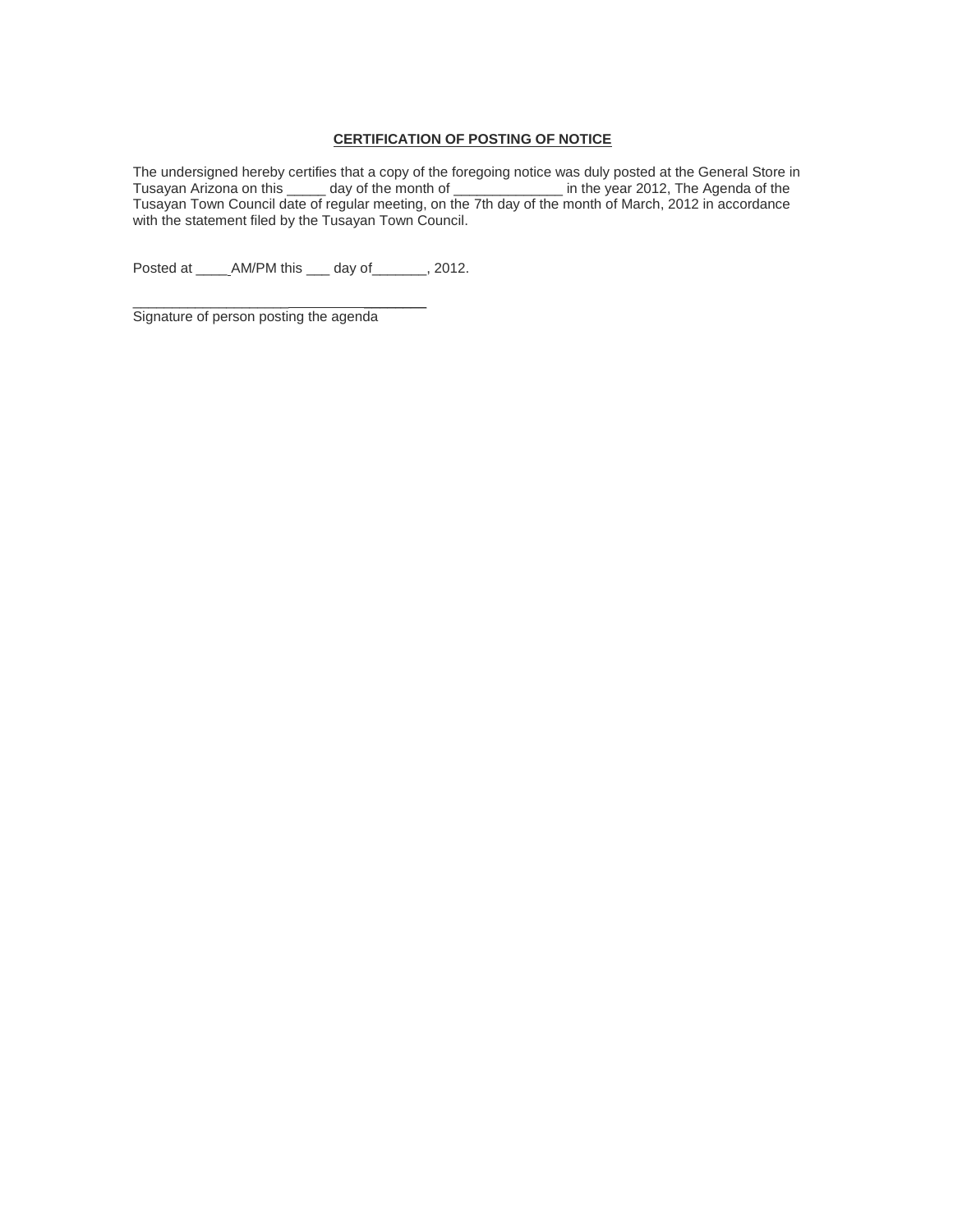**CERTIFICATION OF POSTING OF NOTICE**

The undersigned hereby certifies that a copy of the foregoing notice was duly posted at the General Store in Tusayan Arizona on this _____ day of the month of ______________ in the year 2012, The Agenda of the Tusayan Town Council date of regular meeting, on the 7th day of the month of March, 2012 in accordance with the statement filed by the Tusayan Town Council.

Posted at ____AM/PM this ___ day of_______, 2012.

____________________________________

Signature of person posting the agenda